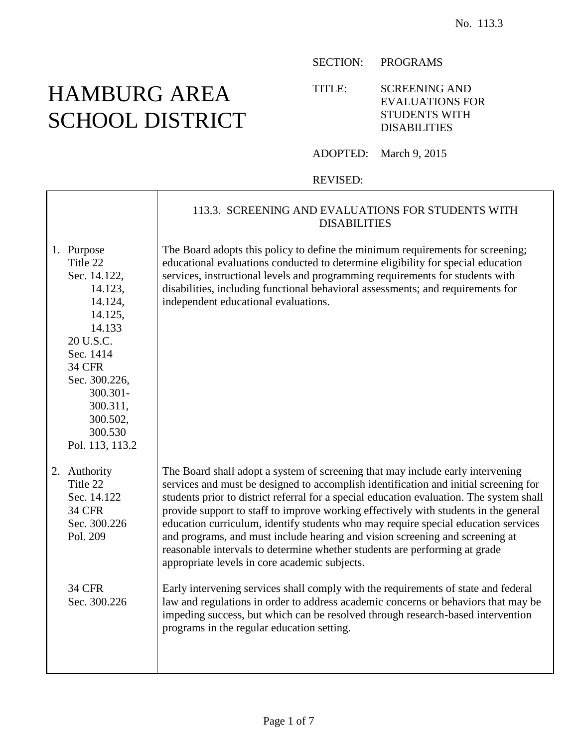No. 113.3

# HAMBURG AREA SCHOOL DISTRICT

SECTION: PROGRAMS

TITLE: SCREENING AND EVALUATIONS FOR STUDENTS WITH DISABILITIES

ADOPTED: March 9, 2015

REVISED:

## 113.3. SCREENING AND EVALUATIONS FOR STUDENTS WITH DISABILITIES

| | |
|---|---|
| 1. Purpose<br>Title 22<br>Sec. 14.122, 14.123, 14.124, 14.125, 14.133<br>20 U.S.C. Sec. 1414<br>34 CFR Sec. 300.226, 300.301-300.311, 300.502, 300.530<br>Pol. 113, 113.2 | The Board adopts this policy to define the minimum requirements for screening; educational evaluations conducted to determine eligibility for special education services, instructional levels and programming requirements for students with disabilities, including functional behavioral assessments; and requirements for independent educational evaluations. |
| 2. Authority<br>Title 22<br>Sec. 14.122<br>34 CFR<br>Sec. 300.226<br>Pol. 209 | The Board shall adopt a system of screening that may include early intervening services and must be designed to accomplish identification and initial screening for students prior to district referral for a special education evaluation. The system shall provide support to staff to improve working effectively with students in the general education curriculum, identify students who may require special education services and programs, and must include hearing and vision screening and screening at reasonable intervals to determine whether students are performing at grade appropriate levels in core academic subjects. |
| 34 CFR<br>Sec. 300.226 | Early intervening services shall comply with the requirements of state and federal law and regulations in order to address academic concerns or behaviors that may be impeding success, but which can be resolved through research-based intervention programs in the regular education setting. |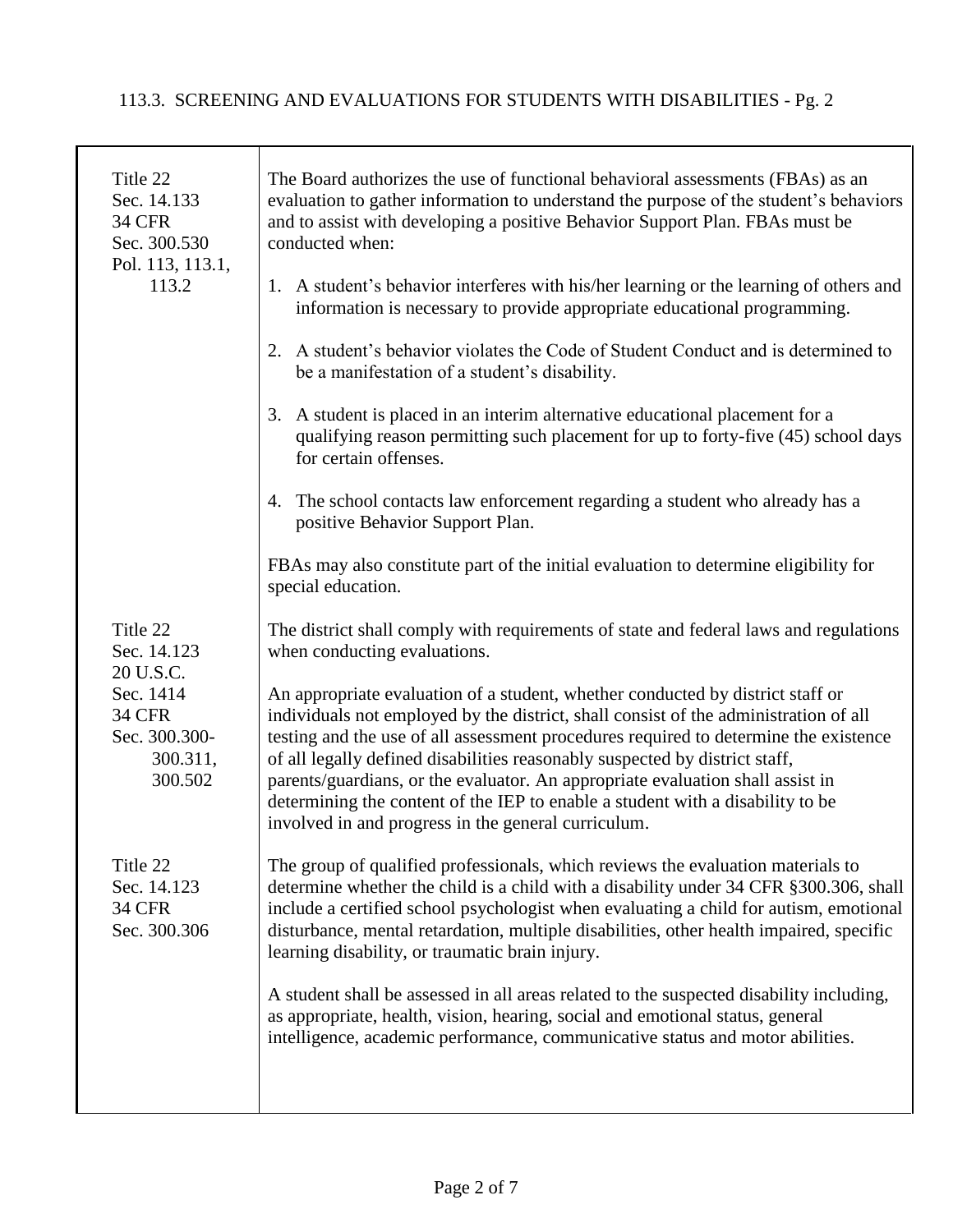# 113.3. SCREENING AND EVALUATIONS FOR STUDENTS WITH DISABILITIES - Pg. 2

| | |
|---|---|
| Title 22<br>Sec. 14.133<br>34 CFR<br>Sec. 300.530<br>Pol. 113, 113.1, 113.2 | The Board authorizes the use of functional behavioral assessments (FBAs) as an evaluation to gather information to understand the purpose of the student's behaviors and to assist with developing a positive Behavior Support Plan. FBAs must be conducted when:<br><br>1. A student's behavior interferes with his/her learning or the learning of others and information is necessary to provide appropriate educational programming.<br><br>2. A student's behavior violates the Code of Student Conduct and is determined to be a manifestation of a student's disability.<br><br>3. A student is placed in an interim alternative educational placement for a qualifying reason permitting such placement for up to forty-five (45) school days for certain offenses.<br><br>4. The school contacts law enforcement regarding a student who already has a positive Behavior Support Plan.<br><br>FBAs may also constitute part of the initial evaluation to determine eligibility for special education. |
| Title 22<br>Sec. 14.123<br>20 U.S.C.<br>Sec. 1414<br>34 CFR<br>Sec. 300.300-300.311, 300.502 | The district shall comply with requirements of state and federal laws and regulations when conducting evaluations.<br><br>An appropriate evaluation of a student, whether conducted by district staff or individuals not employed by the district, shall consist of the administration of all testing and the use of all assessment procedures required to determine the existence of all legally defined disabilities reasonably suspected by district staff, parents/guardians, or the evaluator. An appropriate evaluation shall assist in determining the content of the IEP to enable a student with a disability to be involved in and progress in the general curriculum. |
| Title 22<br>Sec. 14.123<br>34 CFR<br>Sec. 300.306 | The group of qualified professionals, which reviews the evaluation materials to determine whether the child is a child with a disability under 34 CFR §300.306, shall include a certified school psychologist when evaluating a child for autism, emotional disturbance, mental retardation, multiple disabilities, other health impaired, specific learning disability, or traumatic brain injury.<br><br>A student shall be assessed in all areas related to the suspected disability including, as appropriate, health, vision, hearing, social and emotional status, general intelligence, academic performance, communicative status and motor abilities. |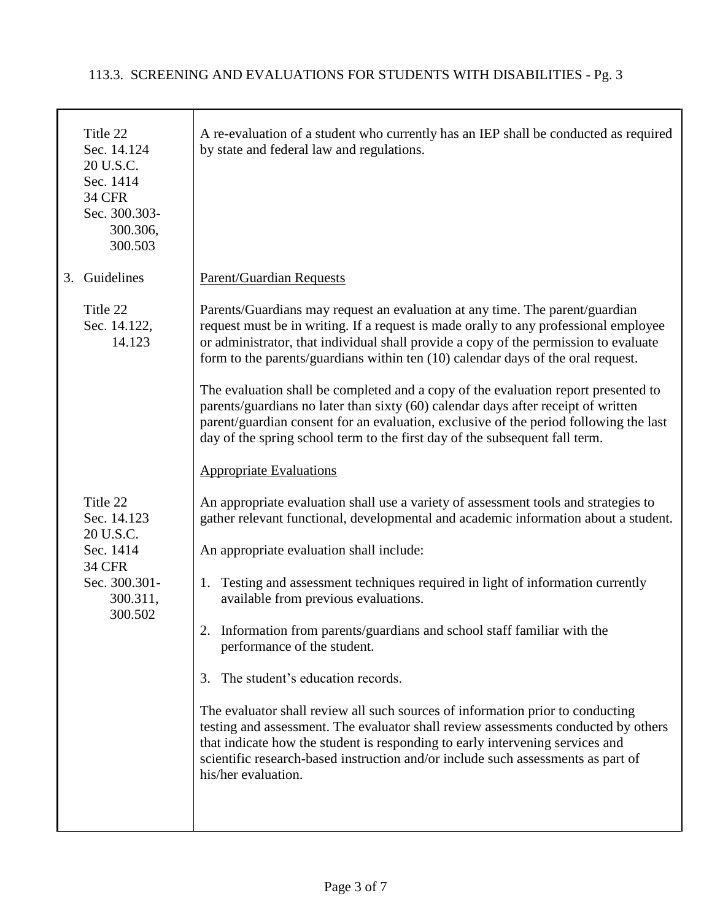| | |
|---|---|
| Title 22<br>Sec. 14.124<br>20 U.S.C.<br>Sec. 1414<br>34 CFR<br>Sec. 300.303-300.306, 300.503 | A re-evaluation of a student who currently has an IEP shall be conducted as required by state and federal law and regulations. |
| 3. Guidelines | <u>Parent/Guardian Requests</u> |
| Title 22<br>Sec. 14.122, 14.123 | Parents/Guardians may request an evaluation at any time. The parent/guardian request must be in writing. If a request is made orally to any professional employee or administrator, that individual shall provide a copy of the permission to evaluate form to the parents/guardians within ten (10) calendar days of the oral request.<br><br>The evaluation shall be completed and a copy of the evaluation report presented to parents/guardians no later than sixty (60) calendar days after receipt of written parent/guardian consent for an evaluation, exclusive of the period following the last day of the spring school term to the first day of the subsequent fall term. |
| | <u>Appropriate Evaluations</u> |
| Title 22<br>Sec. 14.123<br>20 U.S.C.<br>Sec. 1414<br>34 CFR<br>Sec. 300.301-300.311, 300.502 | An appropriate evaluation shall use a variety of assessment tools and strategies to gather relevant functional, developmental and academic information about a student.<br><br>An appropriate evaluation shall include:<br><br>1. Testing and assessment techniques required in light of information currently available from previous evaluations.<br><br>2. Information from parents/guardians and school staff familiar with the performance of the student.<br><br>3. The student's education records.<br><br>The evaluator shall review all such sources of information prior to conducting testing and assessment. The evaluator shall review assessments conducted by others that indicate how the student is responding to early intervening services and scientific research-based instruction and/or include such assessments as part of his/her evaluation. |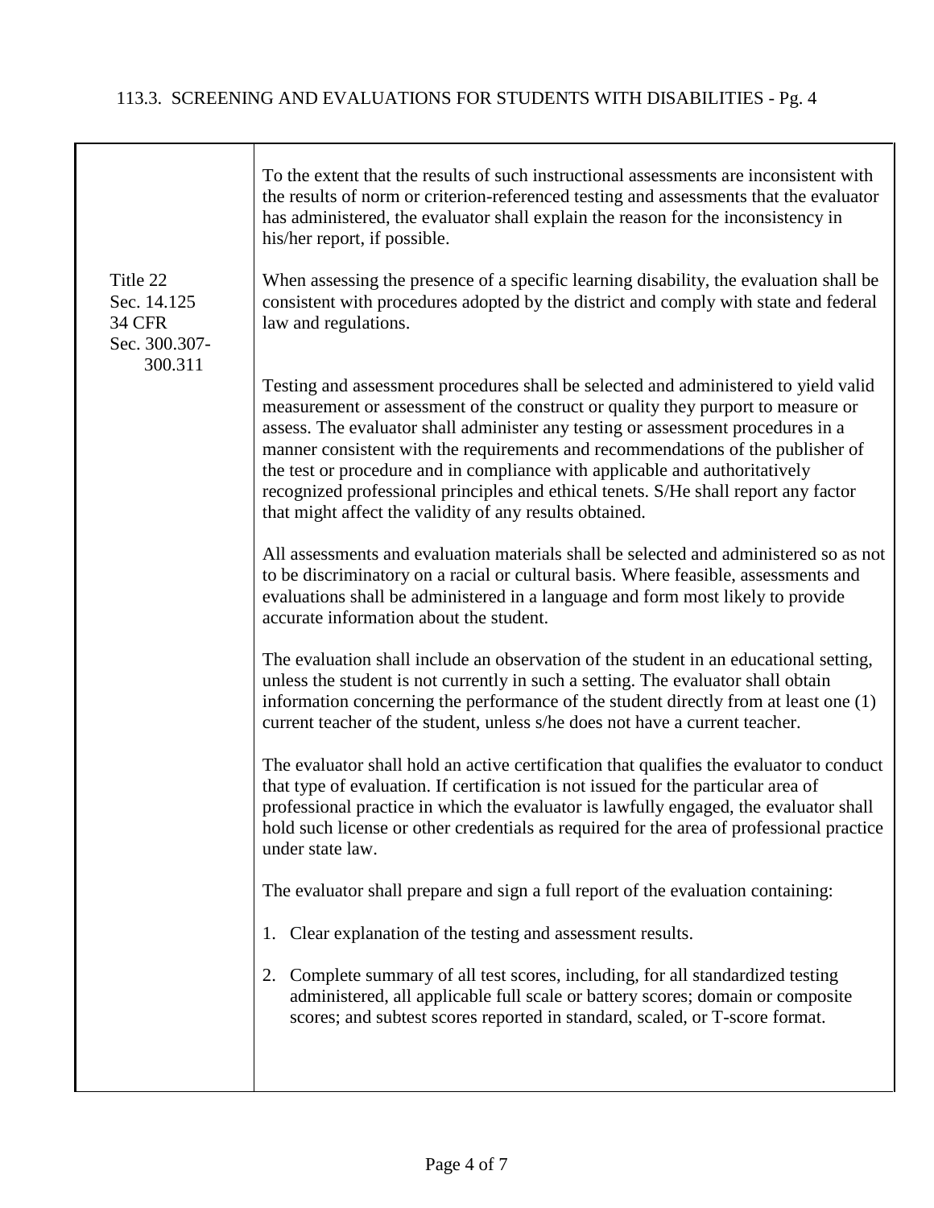| | |
|---|---|
| | To the extent that the results of such instructional assessments are inconsistent with the results of norm or criterion-referenced testing and assessments that the evaluator has administered, the evaluator shall explain the reason for the inconsistency in his/her report, if possible. |
| Title 22 Sec. 14.125 34 CFR Sec. 300.307-300.311 | When assessing the presence of a specific learning disability, the evaluation shall be consistent with procedures adopted by the district and comply with state and federal law and regulations. |
| | Testing and assessment procedures shall be selected and administered to yield valid measurement or assessment of the construct or quality they purport to measure or assess. The evaluator shall administer any testing or assessment procedures in a manner consistent with the requirements and recommendations of the publisher of the test or procedure and in compliance with applicable and authoritatively recognized professional principles and ethical tenets. S/He shall report any factor that might affect the validity of any results obtained. |
| | All assessments and evaluation materials shall be selected and administered so as not to be discriminatory on a racial or cultural basis. Where feasible, assessments and evaluations shall be administered in a language and form most likely to provide accurate information about the student. |
| | The evaluation shall include an observation of the student in an educational setting, unless the student is not currently in such a setting. The evaluator shall obtain information concerning the performance of the student directly from at least one (1) current teacher of the student, unless s/he does not have a current teacher. |
| | The evaluator shall hold an active certification that qualifies the evaluator to conduct that type of evaluation. If certification is not issued for the particular area of professional practice in which the evaluator is lawfully engaged, the evaluator shall hold such license or other credentials as required for the area of professional practice under state law. |
| | The evaluator shall prepare and sign a full report of the evaluation containing:<br><br>1. Clear explanation of the testing and assessment results.<br><br>2. Complete summary of all test scores, including, for all standardized testing administered, all applicable full scale or battery scores; domain or composite scores; and subtest scores reported in standard, scaled, or T-score format. |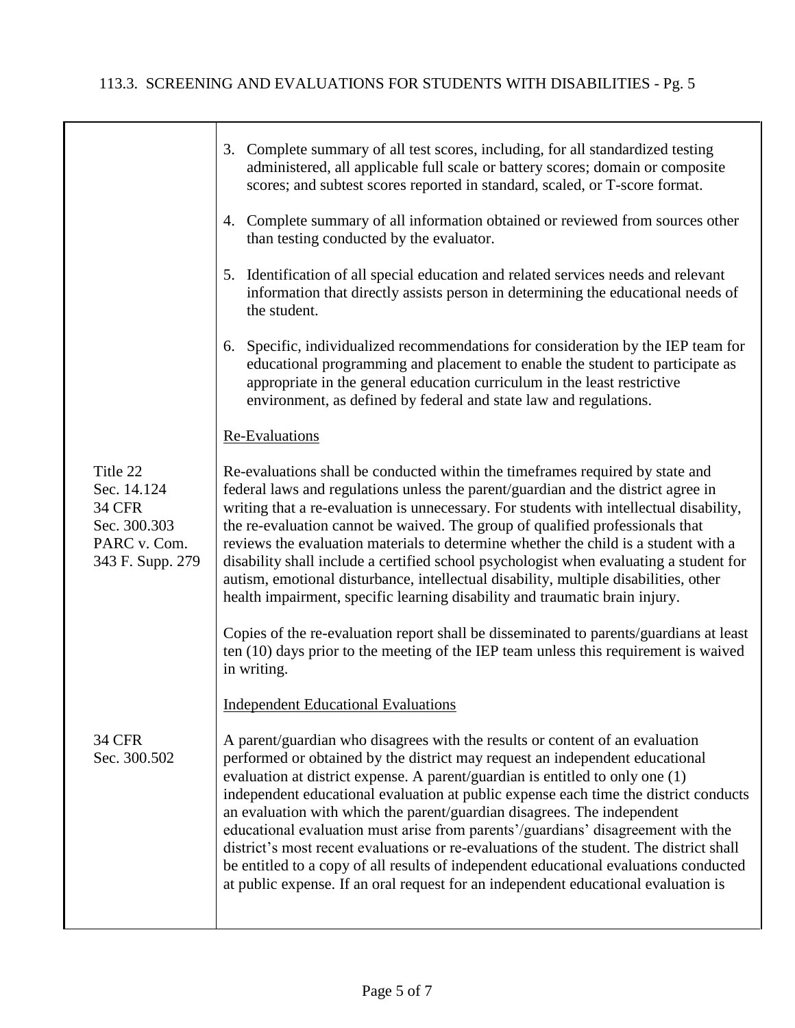3. Complete summary of all test scores, including, for all standardized testing administered, all applicable full scale or battery scores; domain or composite scores; and subtest scores reported in standard, scaled, or T-score format.

4. Complete summary of all information obtained or reviewed from sources other than testing conducted by the evaluator.

5. Identification of all special education and related services needs and relevant information that directly assists person in determining the educational needs of the student.

6. Specific, individualized recommendations for consideration by the IEP team for educational programming and placement to enable the student to participate as appropriate in the general education curriculum in the least restrictive environment, as defined by federal and state law and regulations.

<u>Re-Evaluations</u>

Title 22
Sec. 14.124
34 CFR
Sec. 300.303
PARC v. Com.
343 F. Supp. 279

Re-evaluations shall be conducted within the timeframes required by state and federal laws and regulations unless the parent/guardian and the district agree in writing that a re-evaluation is unnecessary. For students with intellectual disability, the re-evaluation cannot be waived. The group of qualified professionals that reviews the evaluation materials to determine whether the child is a student with a disability shall include a certified school psychologist when evaluating a student for autism, emotional disturbance, intellectual disability, multiple disabilities, other health impairment, specific learning disability and traumatic brain injury.

Copies of the re-evaluation report shall be disseminated to parents/guardians at least ten (10) days prior to the meeting of the IEP team unless this requirement is waived in writing.

<u>Independent Educational Evaluations</u>

34 CFR
Sec. 300.502

A parent/guardian who disagrees with the results or content of an evaluation performed or obtained by the district may request an independent educational evaluation at district expense. A parent/guardian is entitled to only one (1) independent educational evaluation at public expense each time the district conducts an evaluation with which the parent/guardian disagrees. The independent educational evaluation must arise from parents'/guardians' disagreement with the district's most recent evaluations or re-evaluations of the student. The district shall be entitled to a copy of all results of independent educational evaluations conducted at public expense. If an oral request for an independent educational evaluation is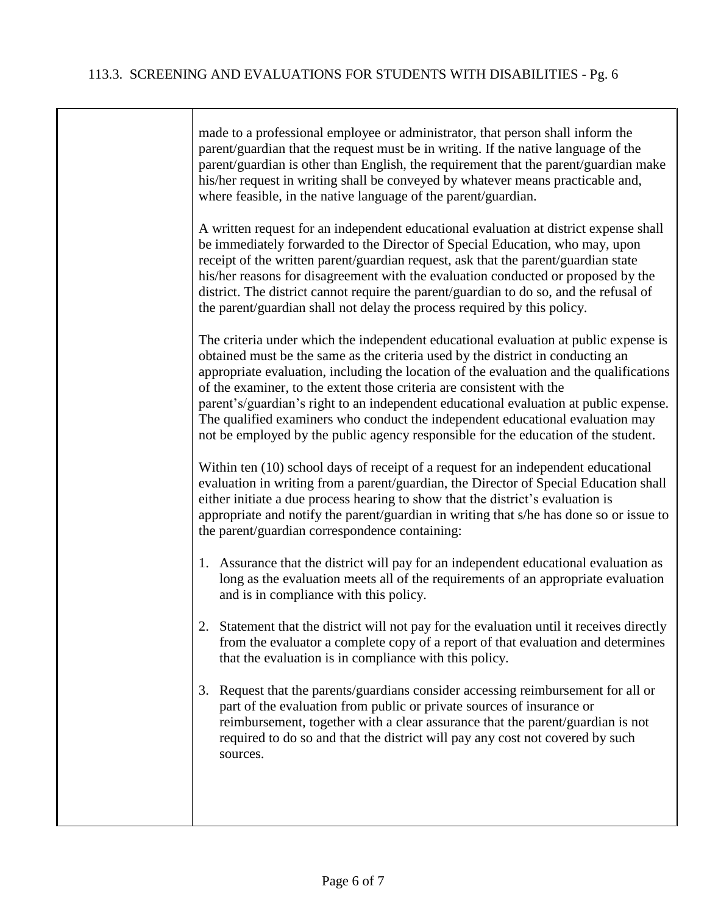made to a professional employee or administrator, that person shall inform the parent/guardian that the request must be in writing. If the native language of the parent/guardian is other than English, the requirement that the parent/guardian make his/her request in writing shall be conveyed by whatever means practicable and, where feasible, in the native language of the parent/guardian.

A written request for an independent educational evaluation at district expense shall be immediately forwarded to the Director of Special Education, who may, upon receipt of the written parent/guardian request, ask that the parent/guardian state his/her reasons for disagreement with the evaluation conducted or proposed by the district. The district cannot require the parent/guardian to do so, and the refusal of the parent/guardian shall not delay the process required by this policy.

The criteria under which the independent educational evaluation at public expense is obtained must be the same as the criteria used by the district in conducting an appropriate evaluation, including the location of the evaluation and the qualifications of the examiner, to the extent those criteria are consistent with the parent's/guardian's right to an independent educational evaluation at public expense. The qualified examiners who conduct the independent educational evaluation may not be employed by the public agency responsible for the education of the student.

Within ten (10) school days of receipt of a request for an independent educational evaluation in writing from a parent/guardian, the Director of Special Education shall either initiate a due process hearing to show that the district's evaluation is appropriate and notify the parent/guardian in writing that s/he has done so or issue to the parent/guardian correspondence containing:

1. Assurance that the district will pay for an independent educational evaluation as long as the evaluation meets all of the requirements of an appropriate evaluation and is in compliance with this policy.

2. Statement that the district will not pay for the evaluation until it receives directly from the evaluator a complete copy of a report of that evaluation and determines that the evaluation is in compliance with this policy.

3. Request that the parents/guardians consider accessing reimbursement for all or part of the evaluation from public or private sources of insurance or reimbursement, together with a clear assurance that the parent/guardian is not required to do so and that the district will pay any cost not covered by such sources.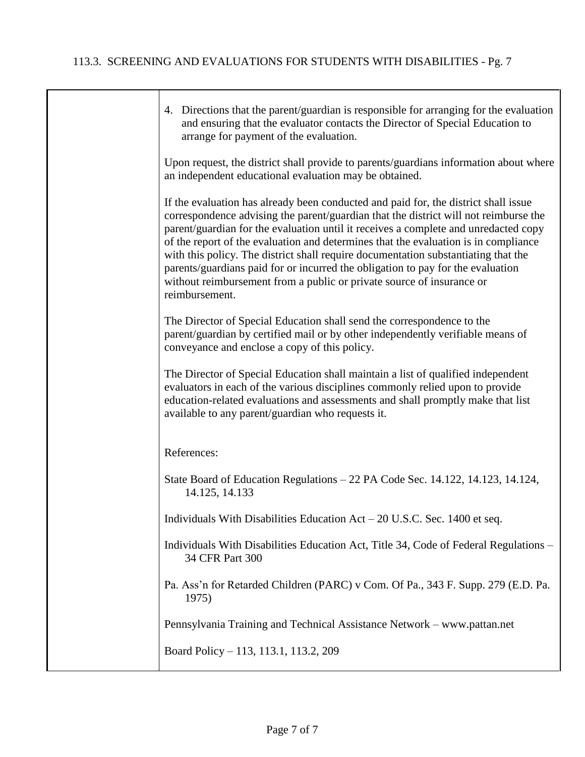4. Directions that the parent/guardian is responsible for arranging for the evaluation and ensuring that the evaluator contacts the Director of Special Education to arrange for payment of the evaluation.

Upon request, the district shall provide to parents/guardians information about where an independent educational evaluation may be obtained.

If the evaluation has already been conducted and paid for, the district shall issue correspondence advising the parent/guardian that the district will not reimburse the parent/guardian for the evaluation until it receives a complete and unredacted copy of the report of the evaluation and determines that the evaluation is in compliance with this policy. The district shall require documentation substantiating that the parents/guardians paid for or incurred the obligation to pay for the evaluation without reimbursement from a public or private source of insurance or reimbursement.

The Director of Special Education shall send the correspondence to the parent/guardian by certified mail or by other independently verifiable means of conveyance and enclose a copy of this policy.

The Director of Special Education shall maintain a list of qualified independent evaluators in each of the various disciplines commonly relied upon to provide education-related evaluations and assessments and shall promptly make that list available to any parent/guardian who requests it.

References:

State Board of Education Regulations – 22 PA Code Sec. 14.122, 14.123, 14.124, 14.125, 14.133

Individuals With Disabilities Education Act – 20 U.S.C. Sec. 1400 et seq.

Individuals With Disabilities Education Act, Title 34, Code of Federal Regulations – 34 CFR Part 300

Pa. Ass'n for Retarded Children (PARC) v Com. Of Pa., 343 F. Supp. 279 (E.D. Pa. 1975)

Pennsylvania Training and Technical Assistance Network – www.pattan.net

Board Policy – 113, 113.1, 113.2, 209